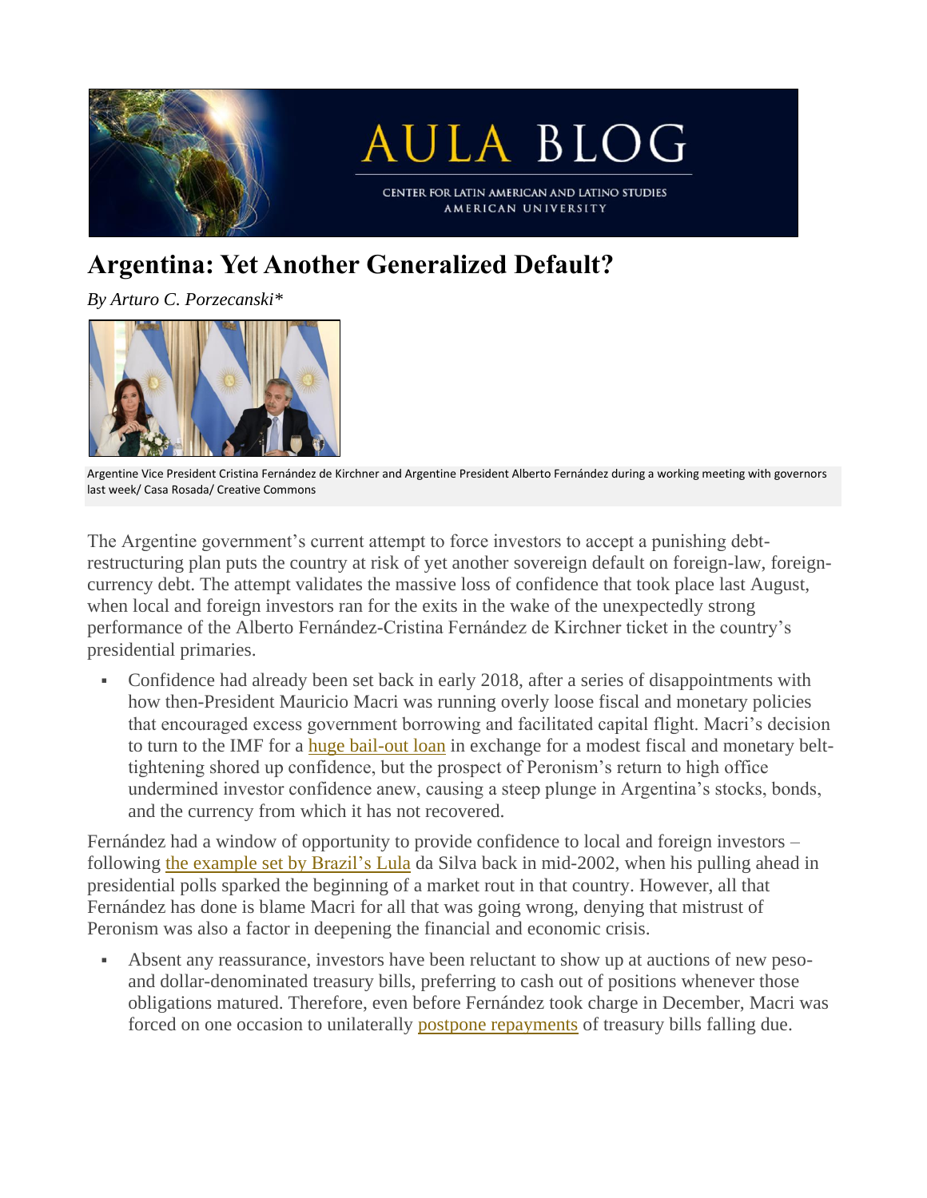AULA BLOG

CENTER FOR LATIN AMERICAN AND LATINO STUDIES
AMERICAN UNIVERSITY

# Argentina: Yet Another Generalized Default?

*By Arturo C. Porzecanski**

Argentine Vice President Cristina Fernández de Kirchner and Argentine President Alberto Fernández during a working meeting with governors last week/ Casa Rosada/ Creative Commons

The Argentine government's current attempt to force investors to accept a punishing debt-restructuring plan puts the country at risk of yet another sovereign default on foreign-law, foreign-currency debt. The attempt validates the massive loss of confidence that took place last August, when local and foreign investors ran for the exits in the wake of the unexpectedly strong performance of the Alberto Fernández-Cristina Fernández de Kirchner ticket in the country's presidential primaries.

- Confidence had already been set back in early 2018, after a series of disappointments with how then-President Mauricio Macri was running overly loose fiscal and monetary policies that encouraged excess government borrowing and facilitated capital flight. Macri's decision to turn to the IMF for a huge bail-out loan in exchange for a modest fiscal and monetary belt-tightening shored up confidence, but the prospect of Peronism's return to high office undermined investor confidence anew, causing a steep plunge in Argentina's stocks, bonds, and the currency from which it has not recovered.

Fernández had a window of opportunity to provide confidence to local and foreign investors – following the example set by Brazil's Lula da Silva back in mid-2002, when his pulling ahead in presidential polls sparked the beginning of a market rout in that country. However, all that Fernández has done is blame Macri for all that was going wrong, denying that mistrust of Peronism was also a factor in deepening the financial and economic crisis.

- Absent any reassurance, investors have been reluctant to show up at auctions of new peso- and dollar-denominated treasury bills, preferring to cash out of positions whenever those obligations matured. Therefore, even before Fernández took charge in December, Macri was forced on one occasion to unilaterally postpone repayments of treasury bills falling due.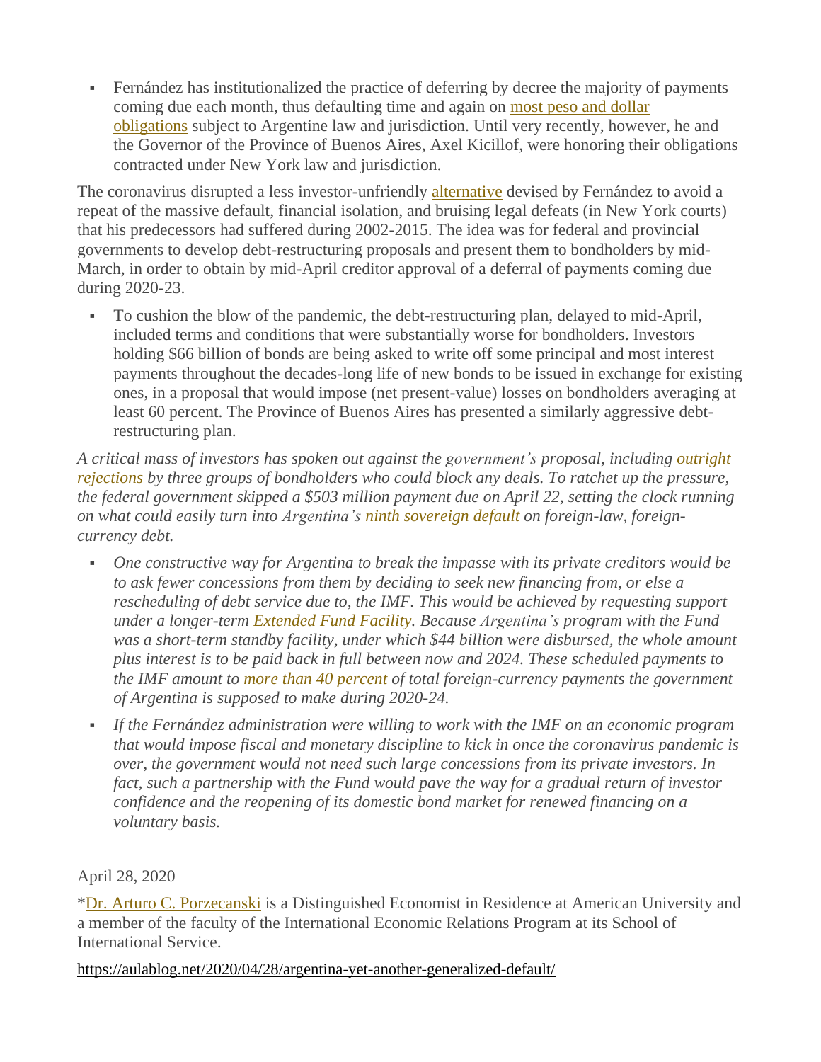- Fernández has institutionalized the practice of deferring by decree the majority of payments coming due each month, thus defaulting time and again on most peso and dollar obligations subject to Argentine law and jurisdiction. Until very recently, however, he and the Governor of the Province of Buenos Aires, Axel Kicillof, were honoring their obligations contracted under New York law and jurisdiction.

The coronavirus disrupted a less investor-unfriendly alternative devised by Fernández to avoid a repeat of the massive default, financial isolation, and bruising legal defeats (in New York courts) that his predecessors had suffered during 2002-2015. The idea was for federal and provincial governments to develop debt-restructuring proposals and present them to bondholders by mid-March, in order to obtain by mid-April creditor approval of a deferral of payments coming due during 2020-23.

- To cushion the blow of the pandemic, the debt-restructuring plan, delayed to mid-April, included terms and conditions that were substantially worse for bondholders. Investors holding $66 billion of bonds are being asked to write off some principal and most interest payments throughout the decades-long life of new bonds to be issued in exchange for existing ones, in a proposal that would impose (net present-value) losses on bondholders averaging at least 60 percent. The Province of Buenos Aires has presented a similarly aggressive debt-restructuring plan.

*A critical mass of investors has spoken out against the government's proposal, including outright rejections by three groups of bondholders who could block any deals. To ratchet up the pressure, the federal government skipped a $503 million payment due on April 22, setting the clock running on what could easily turn into Argentina's ninth sovereign default on foreign-law, foreign-currency debt.*

- *One constructive way for Argentina to break the impasse with its private creditors would be to ask fewer concessions from them by deciding to seek new financing from, or else a rescheduling of debt service due to, the IMF. This would be achieved by requesting support under a longer-term Extended Fund Facility. Because Argentina's program with the Fund was a short-term standby facility, under which $44 billion were disbursed, the whole amount plus interest is to be paid back in full between now and 2024. These scheduled payments to the IMF amount to more than 40 percent of total foreign-currency payments the government of Argentina is supposed to make during 2020-24.*
- *If the Fernández administration were willing to work with the IMF on an economic program that would impose fiscal and monetary discipline to kick in once the coronavirus pandemic is over, the government would not need such large concessions from its private investors. In fact, such a partnership with the Fund would pave the way for a gradual return of investor confidence and the reopening of its domestic bond market for renewed financing on a voluntary basis.*

April 28, 2020

*Dr. Arturo C. Porzecanski is a Distinguished Economist in Residence at American University and a member of the faculty of the International Economic Relations Program at its School of International Service.

https://aulablog.net/2020/04/28/argentina-yet-another-generalized-default/